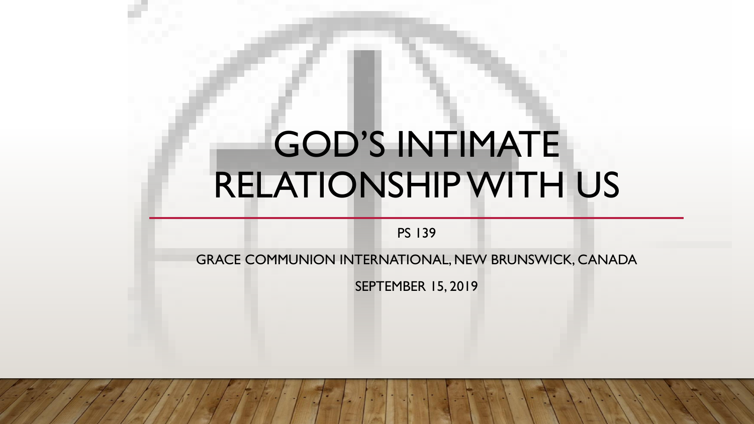# GOD'S INTIMATE RELATIONSHIP WITH US

PS 139

GRACE COMMUNION INTERNATIONAL, NEW BRUNSWICK, CANADA

SEPTEMBER 15, 2019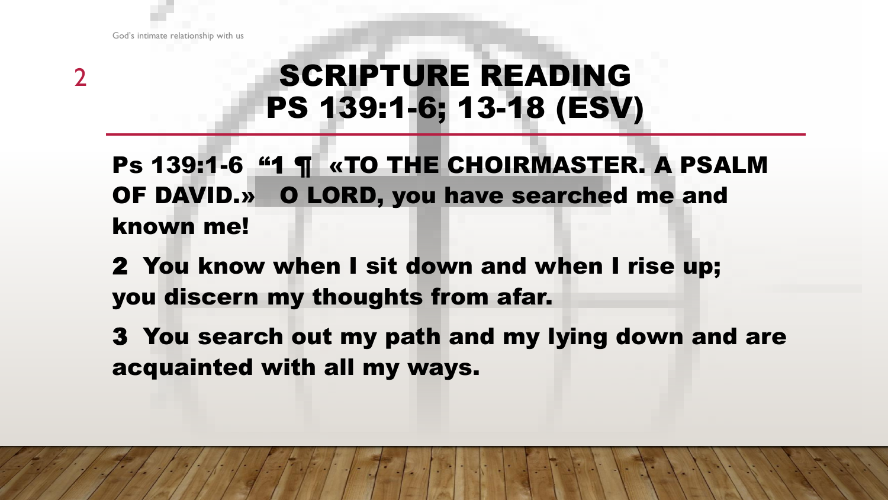# SCRIPTURE READING PS 139:1-6; 13-18 (ESV)

**Ps 139:1-6 "1 ¶ «TO THE CHOIRMASTER. A PSALM OF DAVID.» O LORD, you have searched me and known me!**

**2 You know when I sit down and when I rise up; you discern my thoughts from afar.**

**3 You search out my path and my lying down and are acquainted with all my ways.**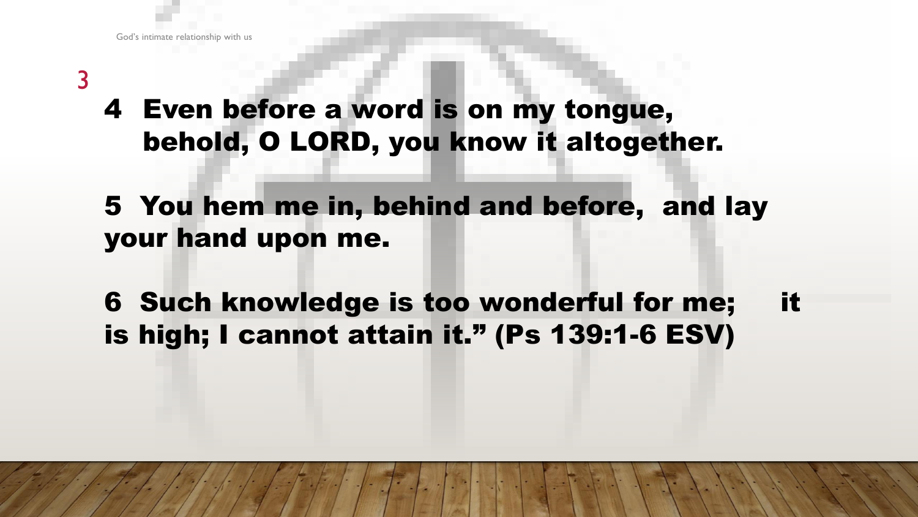**4 Even before a word is on my tongue, behold, O LORD, you know it altogether.**

**5 You hem me in, behind and before, and lay your hand upon me.**

**6 Such knowledge is too wonderful for me; it is high; I cannot attain it." (Ps 139:1-6 ESV)**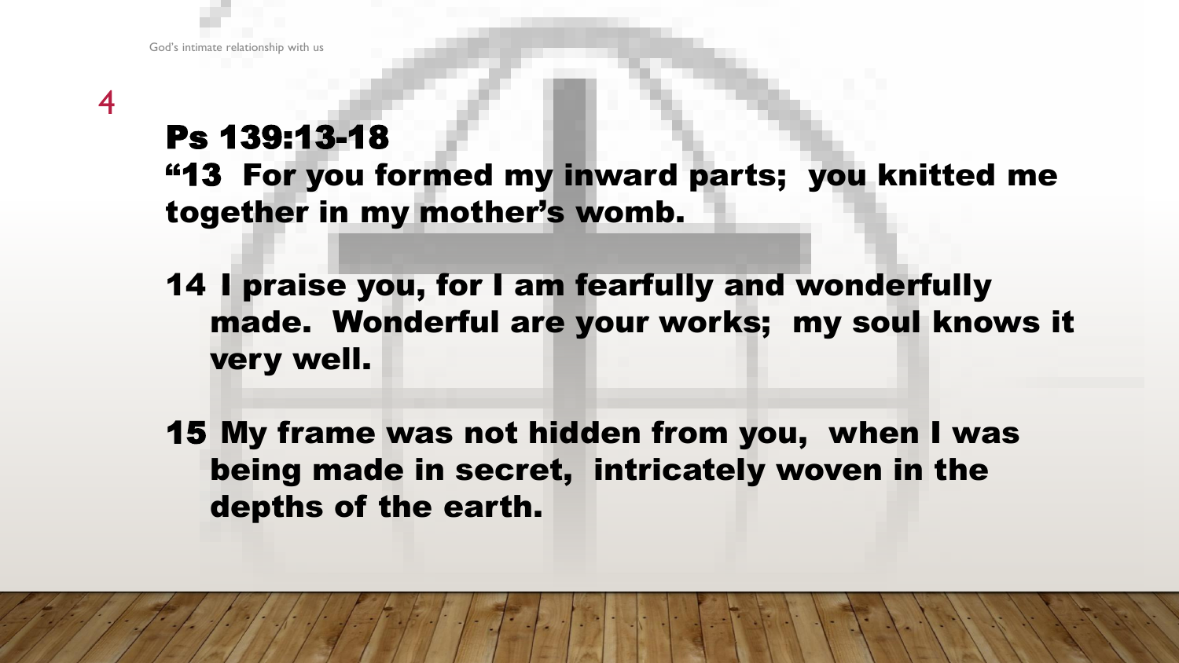## Ps 139:13-18

**"13 For you formed my inward parts; you knitted me together in my mother's womb.**

**14 I praise you, for I am fearfully and wonderfully made. Wonderful are your works; my soul knows it very well.**

**15 My frame was not hidden from you, when I was being made in secret, intricately woven in the depths of the earth.**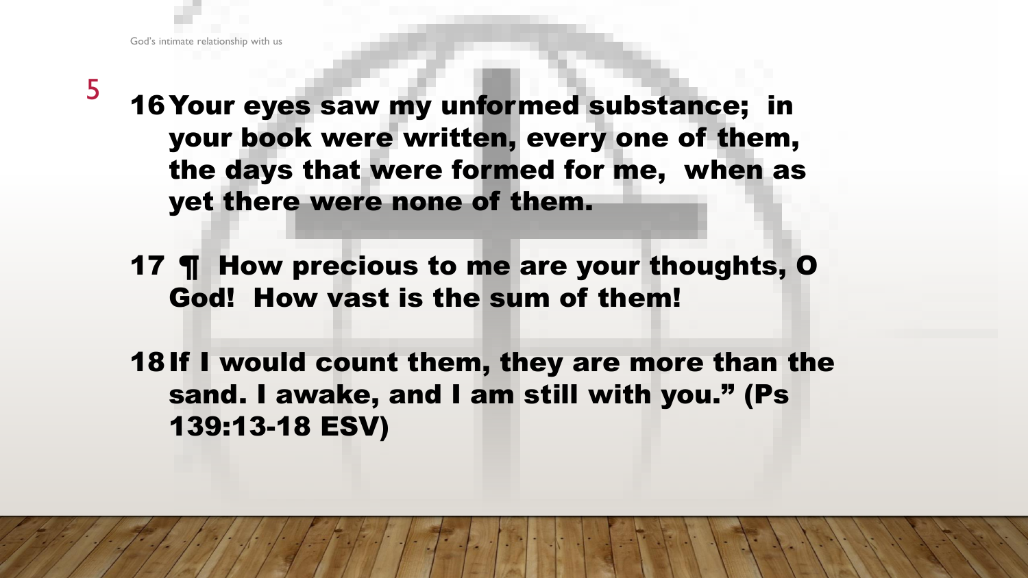16 Your eyes saw my unformed substance; in your book were written, every one of them, the days that were formed for me, when as yet there were none of them.

17 ¶ How precious to me are your thoughts, O God! How vast is the sum of them!

18 If I would count them, they are more than the sand. I awake, and I am still with you." (Ps 139:13-18 ESV)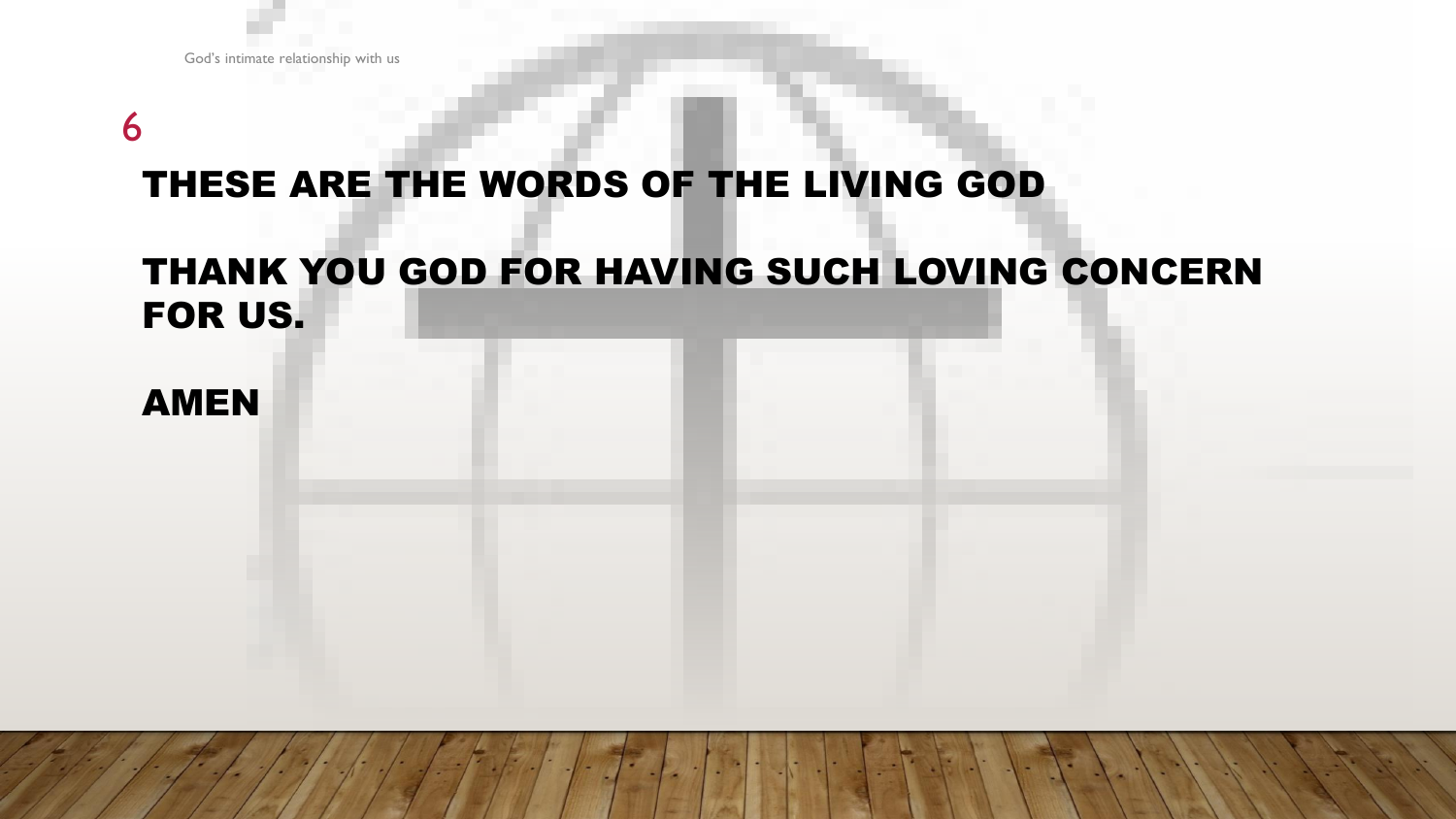THESE ARE THE WORDS OF THE LIVING GOD

THANK YOU GOD FOR HAVING SUCH LOVING CONCERN FOR US.

AMEN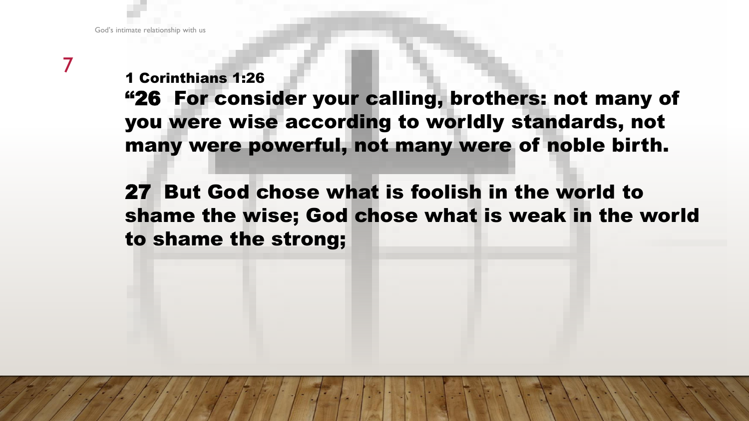**1 Corinthians 1:26**

**“26 For consider your calling, brothers: not many of you were wise according to worldly standards, not many were powerful, not many were of noble birth.**

**27 But God chose what is foolish in the world to shame the wise; God chose what is weak in the world to shame the strong;**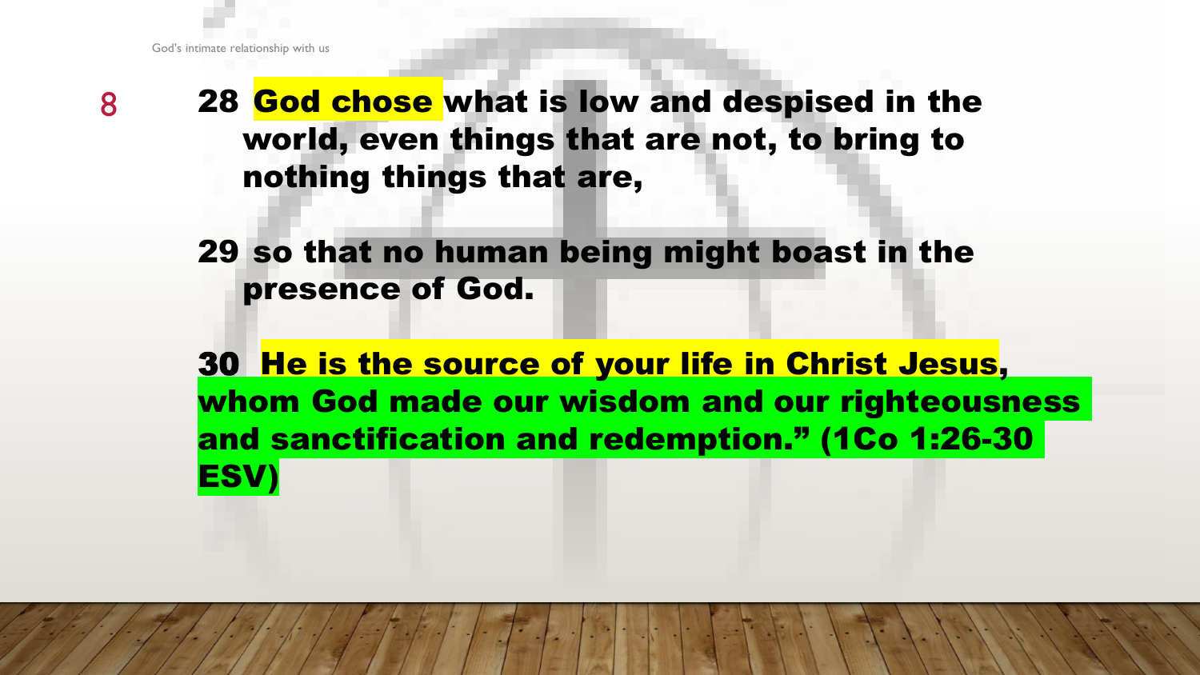**28 God chose what is low and despised in the world, even things that are not, to bring to nothing things that are,**

**29 so that no human being might boast in the presence of God.**

**30 He is the source of your life in Christ Jesus, whom God made our wisdom and our righteousness and sanctification and redemption." (1Co 1:26-30 ESV)**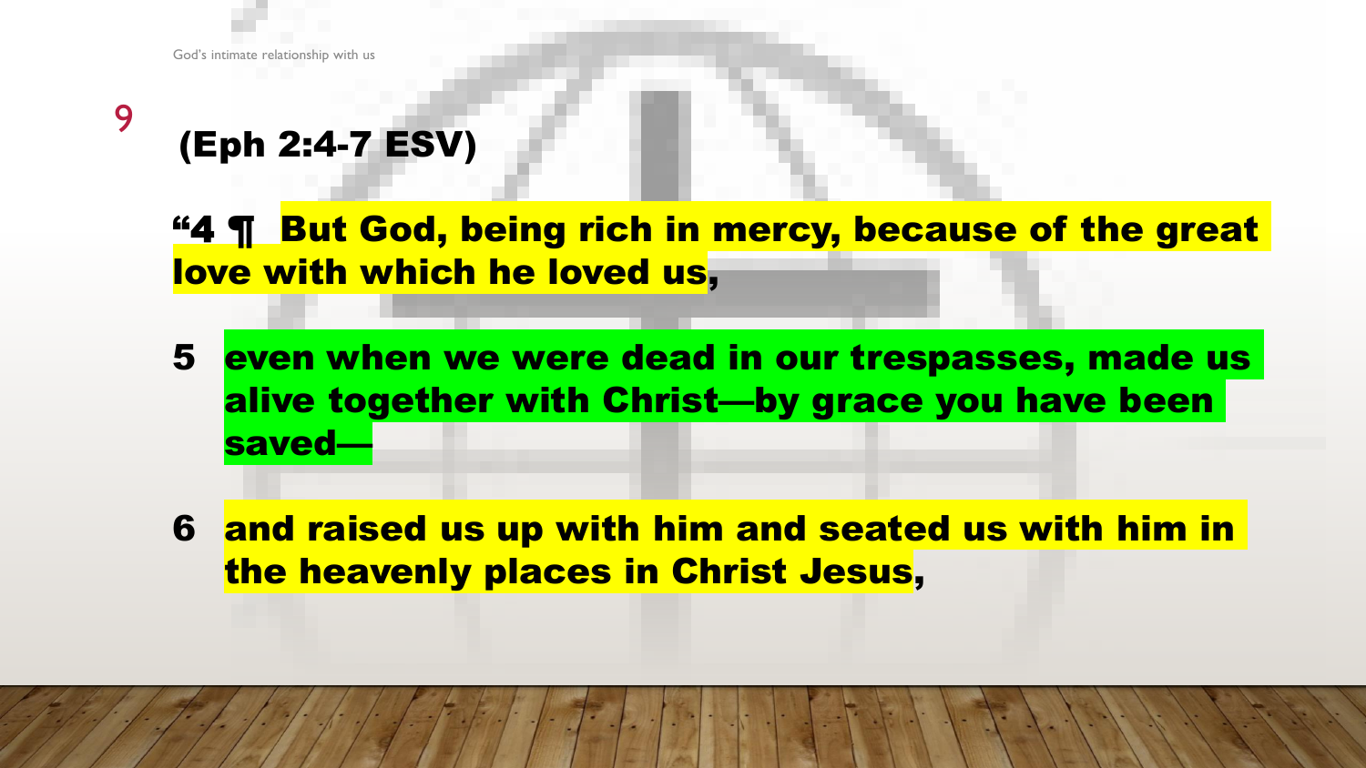# (Eph 2:4-7 ESV)

**"4 ¶ But God, being rich in mercy, because of the great love with which he loved us,**

**5 even when we were dead in our trespasses, made us alive together with Christ—by grace you have been saved—**

**6 and raised us up with him and seated us with him in the heavenly places in Christ Jesus,**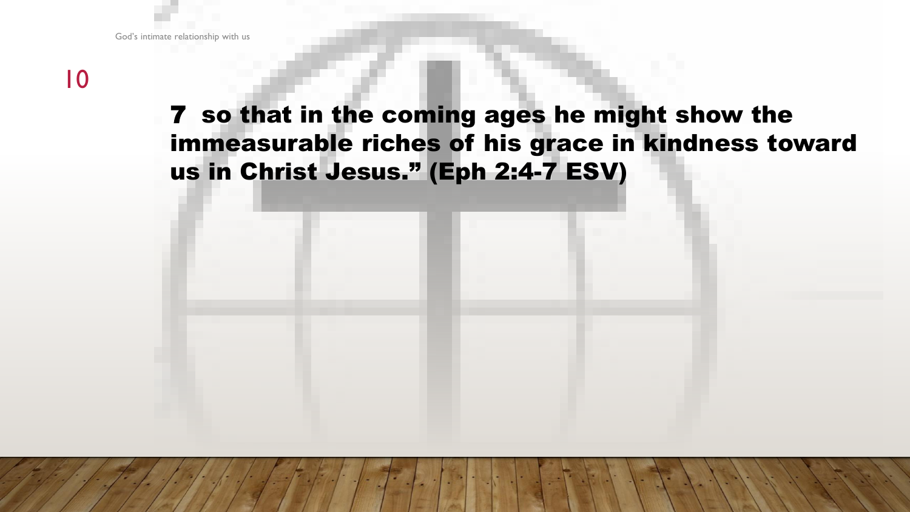7 so that in the coming ages he might show the immeasurable riches of his grace in kindness toward us in Christ Jesus.” (Eph 2:4-7 ESV)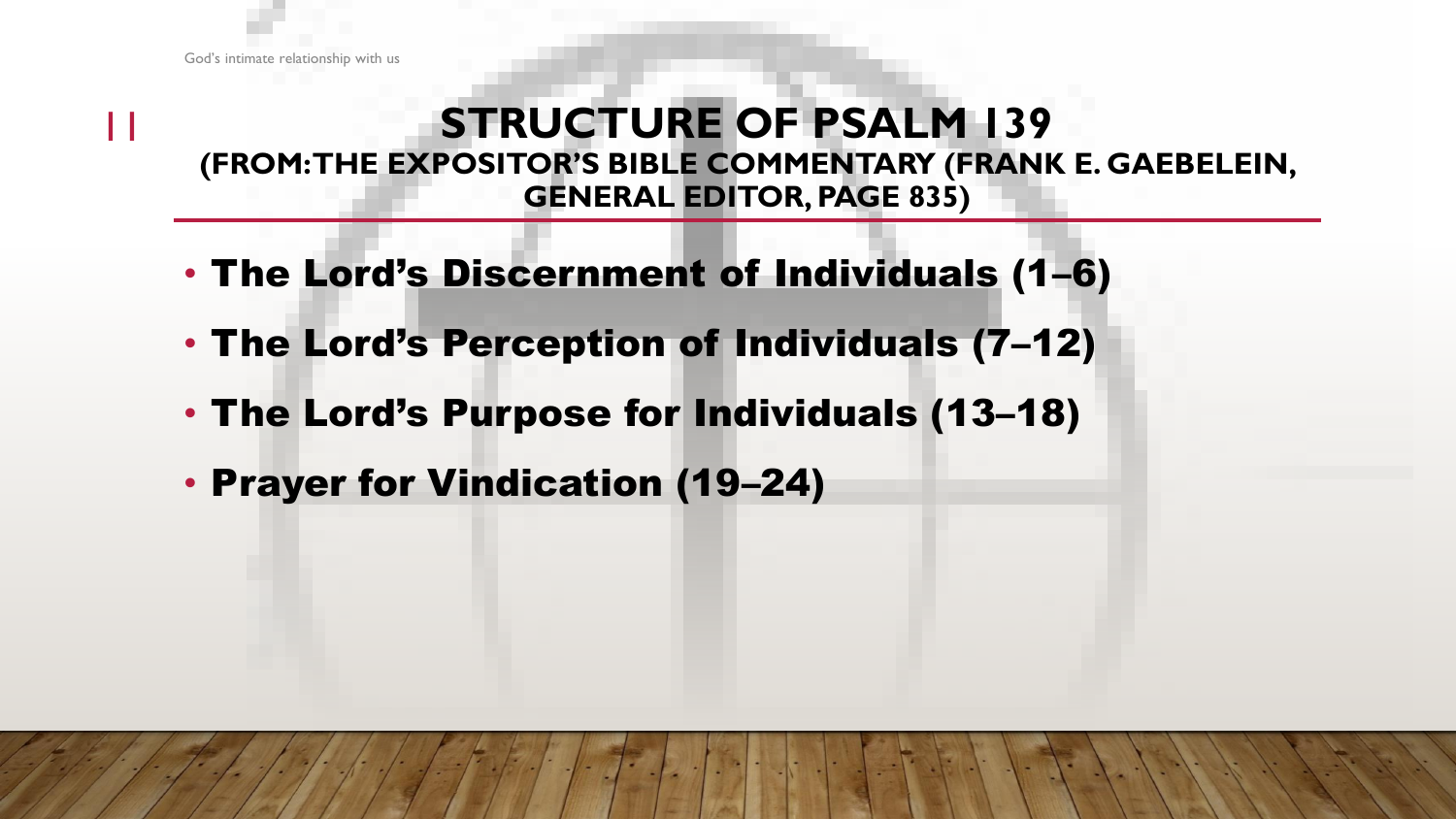# STRUCTURE OF PSALM 139
## (FROM: THE EXPOSITOR'S BIBLE COMMENTARY (FRANK E. GAEBELEIN, GENERAL EDITOR, PAGE 835)

- **The Lord's Discernment of Individuals (1–6)**
- **The Lord's Perception of Individuals (7–12)**
- **The Lord's Purpose for Individuals (13–18)**
- **Prayer for Vindication (19–24)**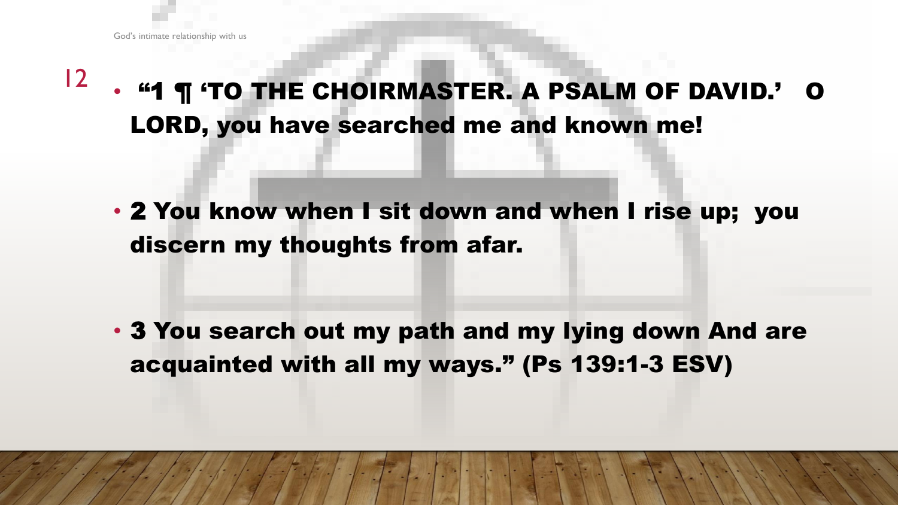- **“1 ¶ ‘TO THE CHOIRMASTER. A PSALM OF DAVID.’ O LORD, you have searched me and known me!**

- **2 You know when I sit down and when I rise up; you discern my thoughts from afar.**

- **3 You search out my path and my lying down And are acquainted with all my ways.” (Ps 139:1-3 ESV)**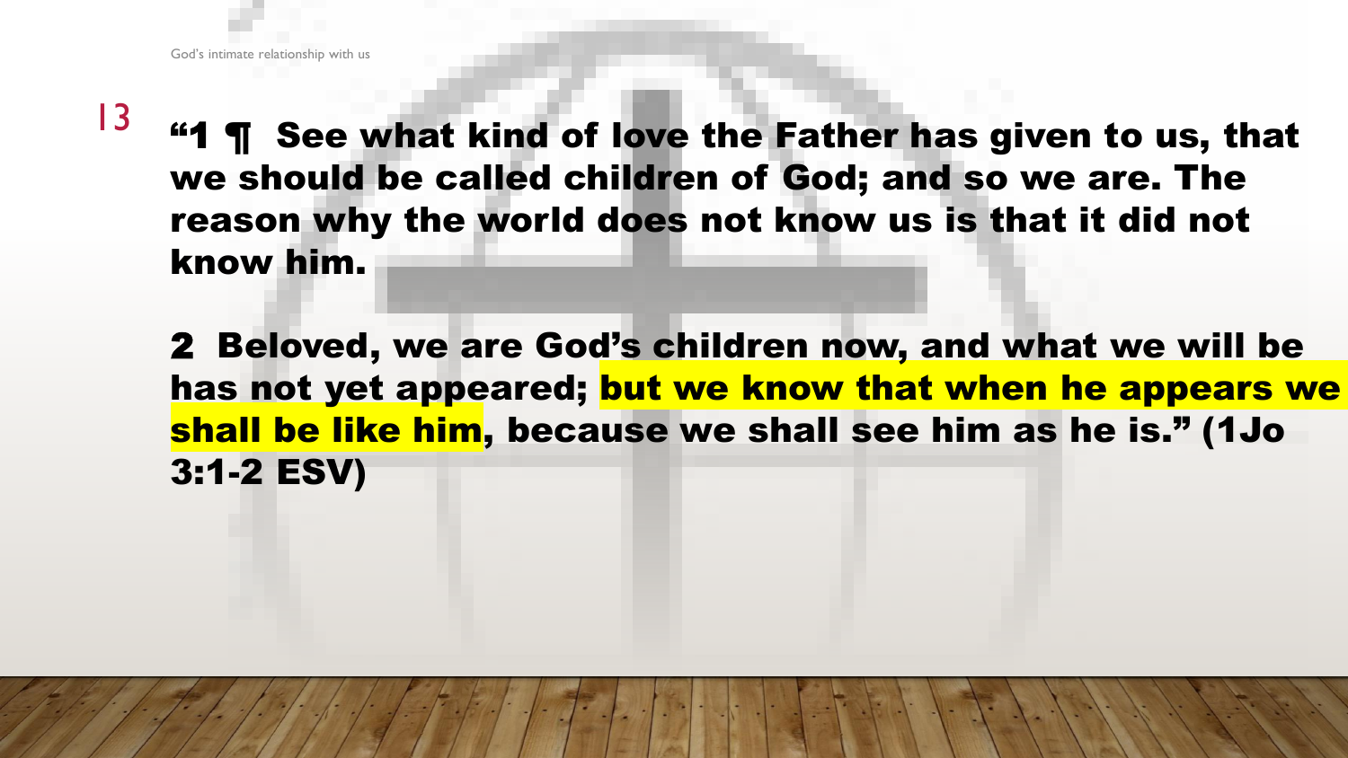**“1 ¶ See what kind of love the Father has given to us, that we should be called children of God; and so we are. The reason why the world does not know us is that it did not know him.**

**2 Beloved, we are God’s children now, and what we will be has not yet appeared; but we know that when he appears we shall be like him, because we shall see him as he is.” (1Jo 3:1-2 ESV)**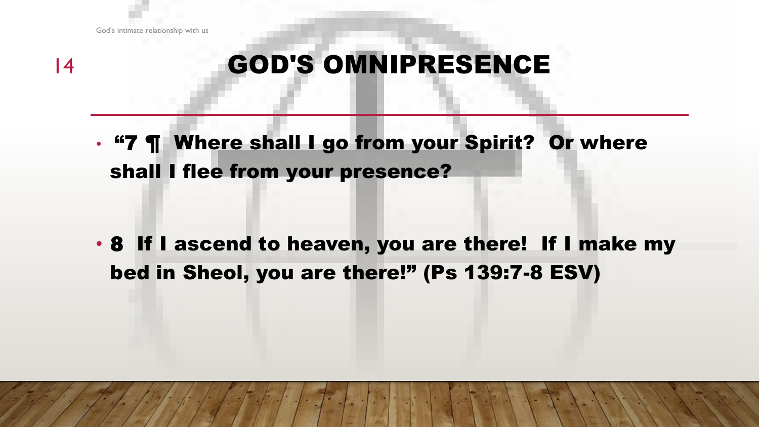# GOD'S OMNIPRESENCE

- **"7 ¶ Where shall I go from your Spirit? Or where shall I flee from your presence?**

- **8 If I ascend to heaven, you are there! If I make my bed in Sheol, you are there!" (Ps 139:7-8 ESV)**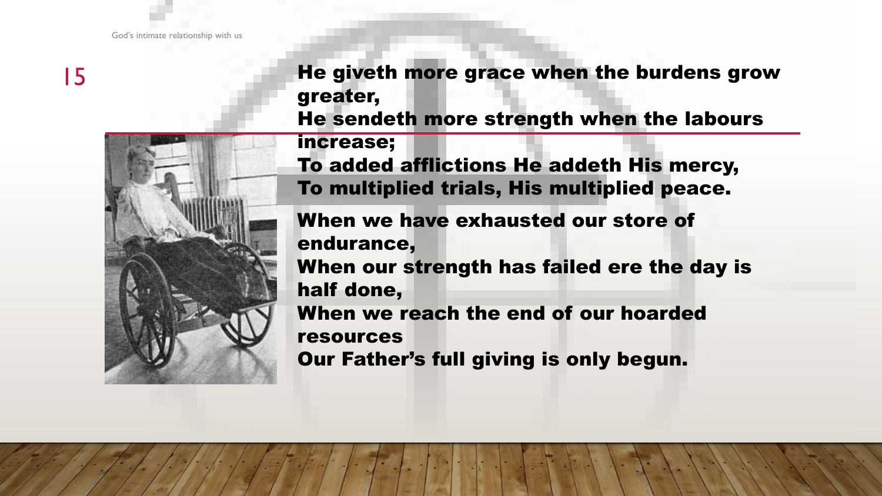He giveth more grace when the burdens grow greater,
He sendeth more strength when the labours increase;
To added afflictions He addeth His mercy,
To multiplied trials, His multiplied peace.

When we have exhausted our store of endurance,
When our strength has failed ere the day is half done,
When we reach the end of our hoarded resources
Our Father's full giving is only begun.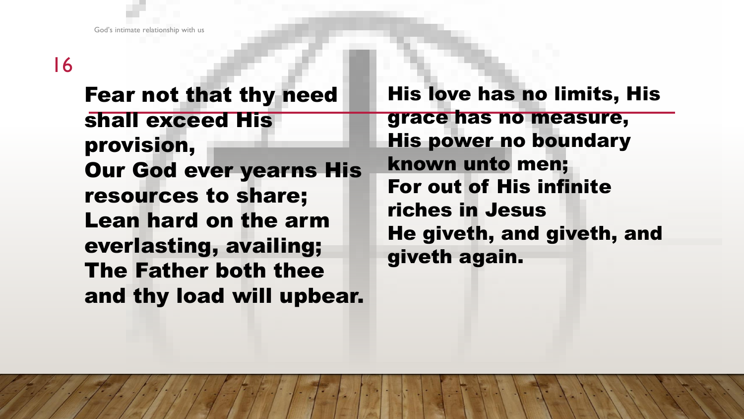Fear not that thy need shall exceed His provision,
Our God ever yearns His resources to share;
Lean hard on the arm everlasting, availing;
The Father both thee and thy load will upbear.

His love has no limits, His grace has no measure,
His power no boundary known unto men;
For out of His infinite riches in Jesus
He giveth, and giveth, and giveth again.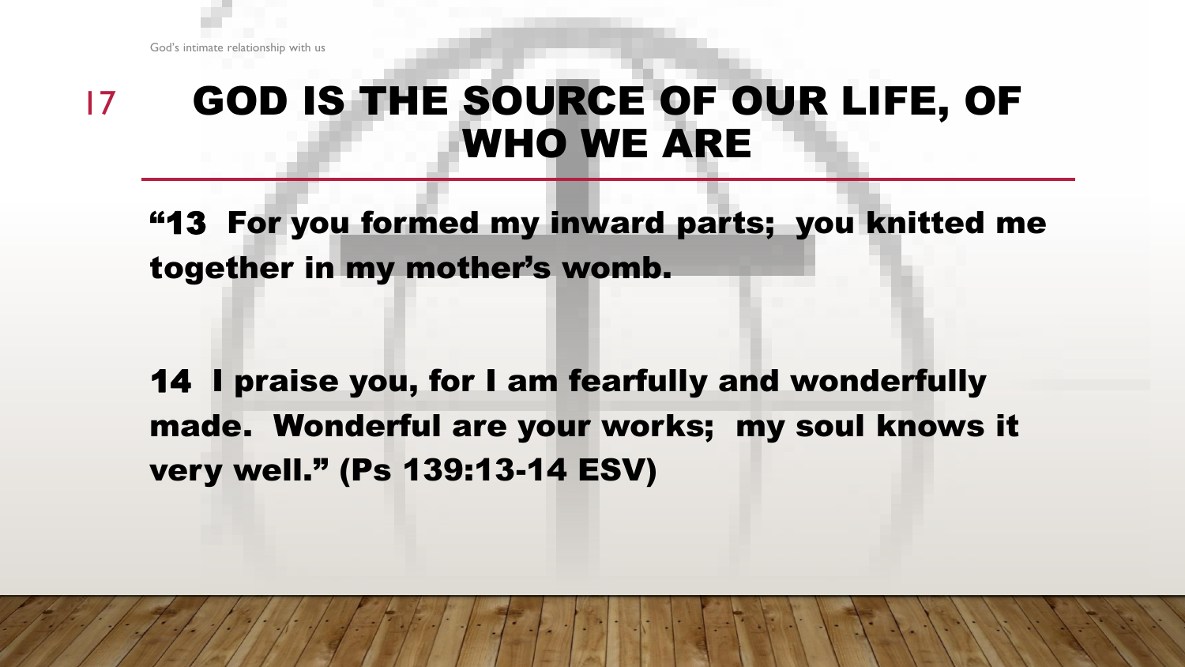# GOD IS THE SOURCE OF OUR LIFE, OF WHO WE ARE

**"13 For you formed my inward parts; you knitted me together in my mother's womb.**

**14 I praise you, for I am fearfully and wonderfully made. Wonderful are your works; my soul knows it very well." (Ps 139:13-14 ESV)**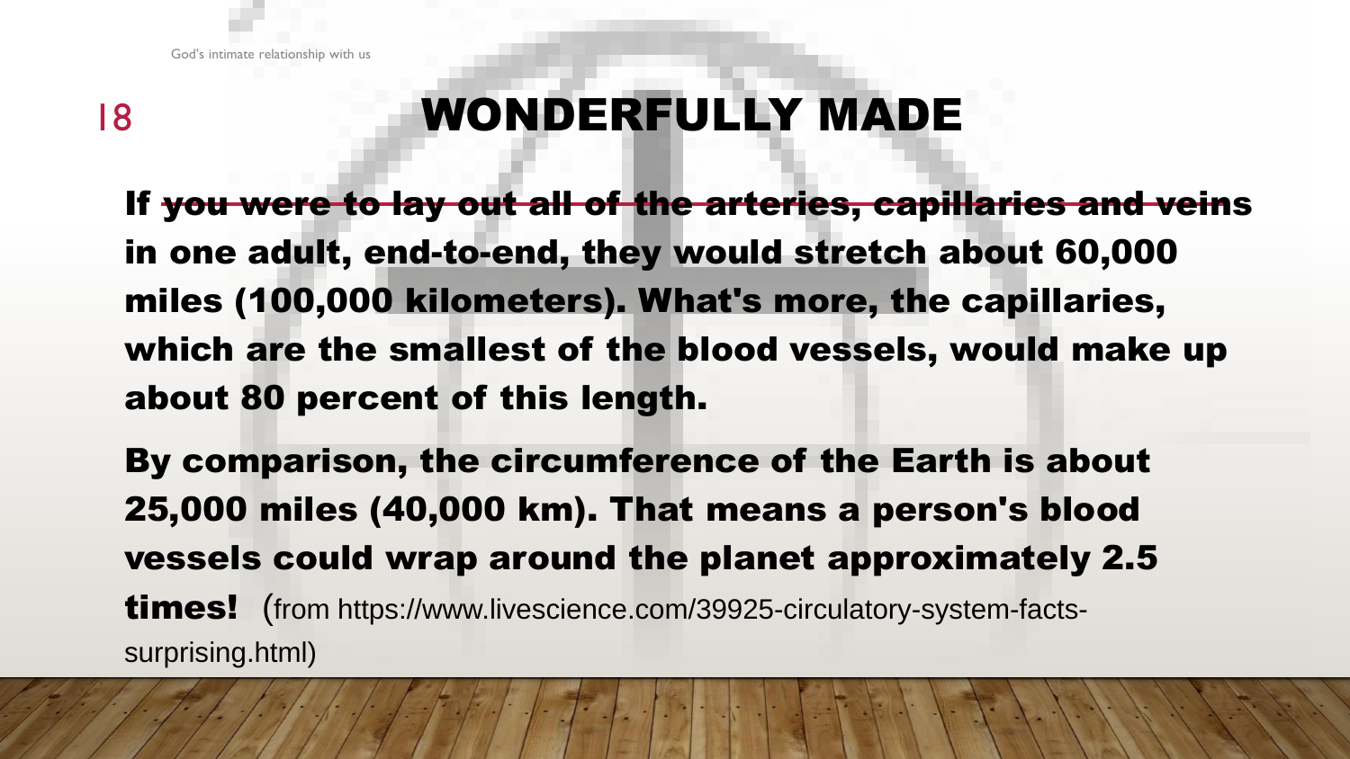# WONDERFULLY MADE

**If ~~you were to lay out all of the arteries, capillaries and veins~~ in one adult, end-to-end, they would stretch about 60,000 miles (100,000 kilometers). What's more, the capillaries, which are the smallest of the blood vessels, would make up about 80 percent of this length.**

**By comparison, the circumference of the Earth is about 25,000 miles (40,000 km). That means a person's blood vessels could wrap around the planet approximately 2.5 times!** (from https://www.livescience.com/39925-circulatory-system-facts-surprising.html)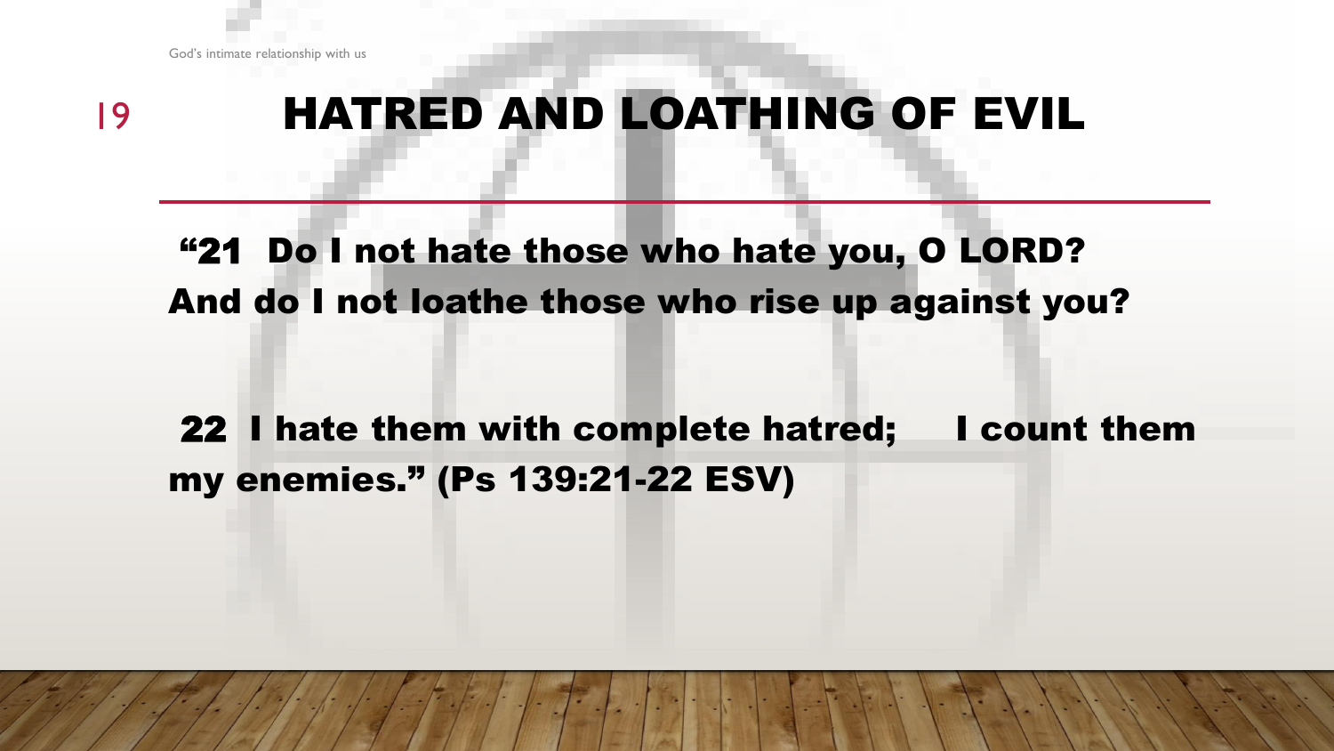## HATRED AND LOATHING OF EVIL

**"21 Do I not hate those who hate you, O LORD? And do I not loathe those who rise up against you?**

**22 I hate them with complete hatred; I count them my enemies." (Ps 139:21-22 ESV)**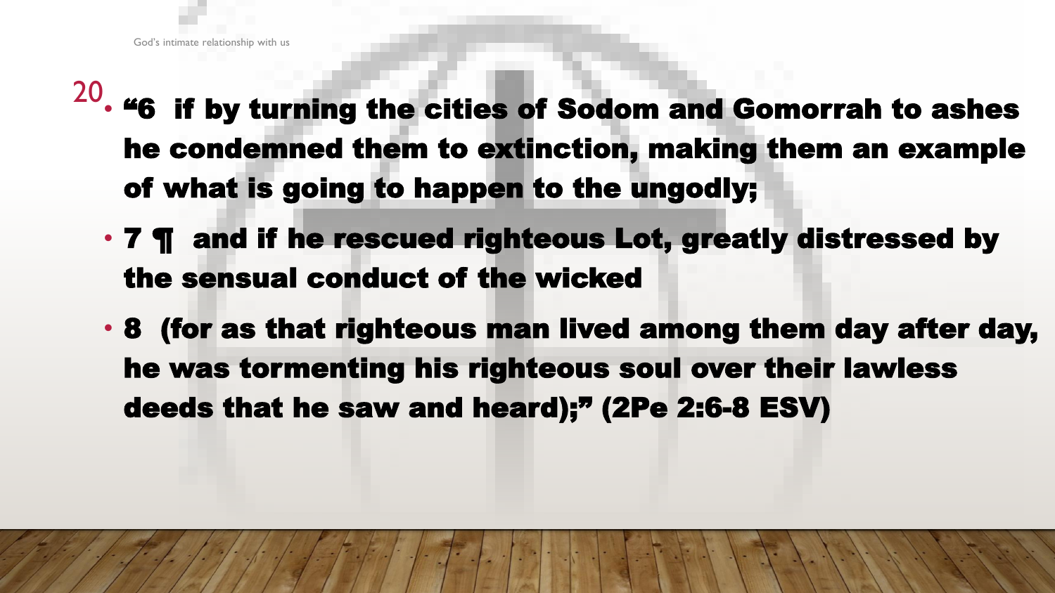- “6 if by turning the cities of Sodom and Gomorrah to ashes he condemned them to extinction, making them an example of what is going to happen to the ungodly;
- 7 ¶ and if he rescued righteous Lot, greatly distressed by the sensual conduct of the wicked
- 8 (for as that righteous man lived among them day after day, he was tormenting his righteous soul over their lawless deeds that he saw and heard);” (2Pe 2:6-8 ESV)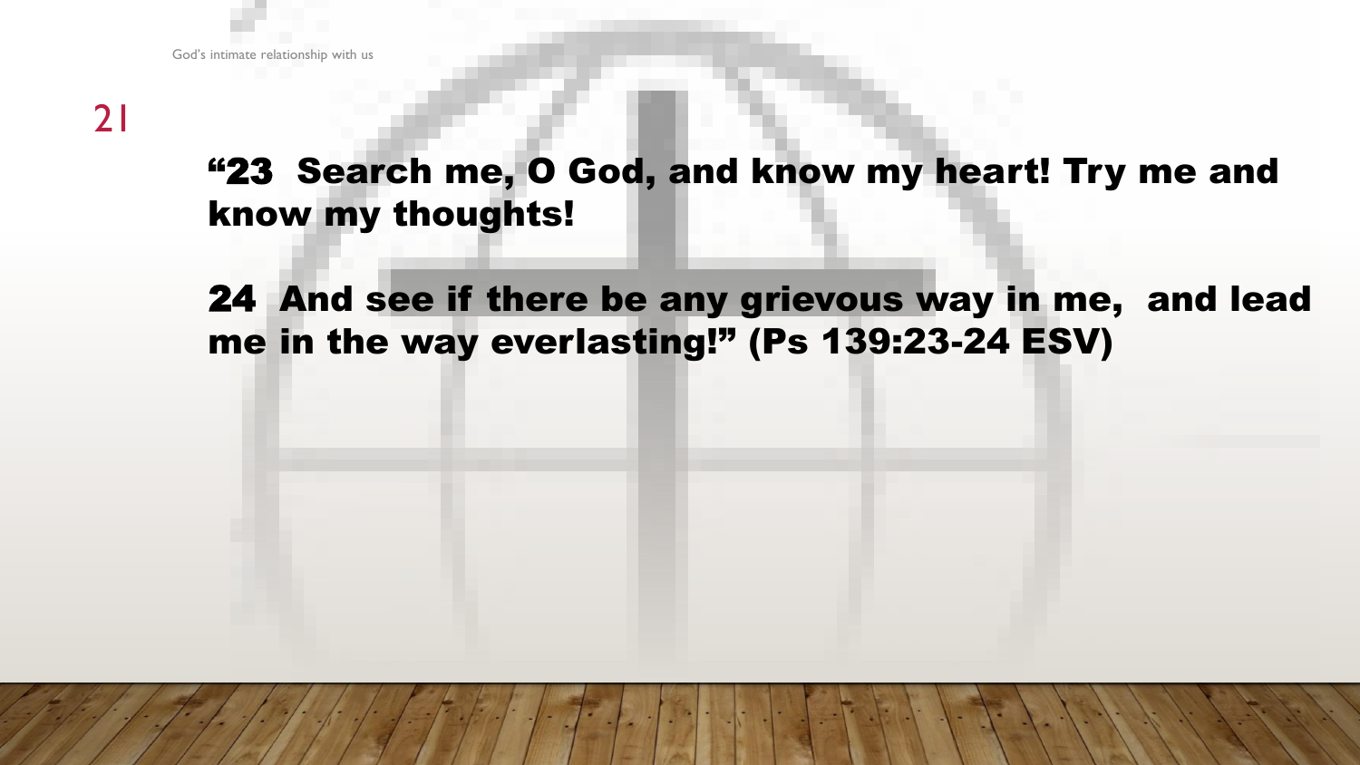"**23 Search me, O God, and know my heart! Try me and know my thoughts!**

**24 And see if there be any grievous way in me, and lead me in the way everlasting!" (Ps 139:23-24 ESV)**